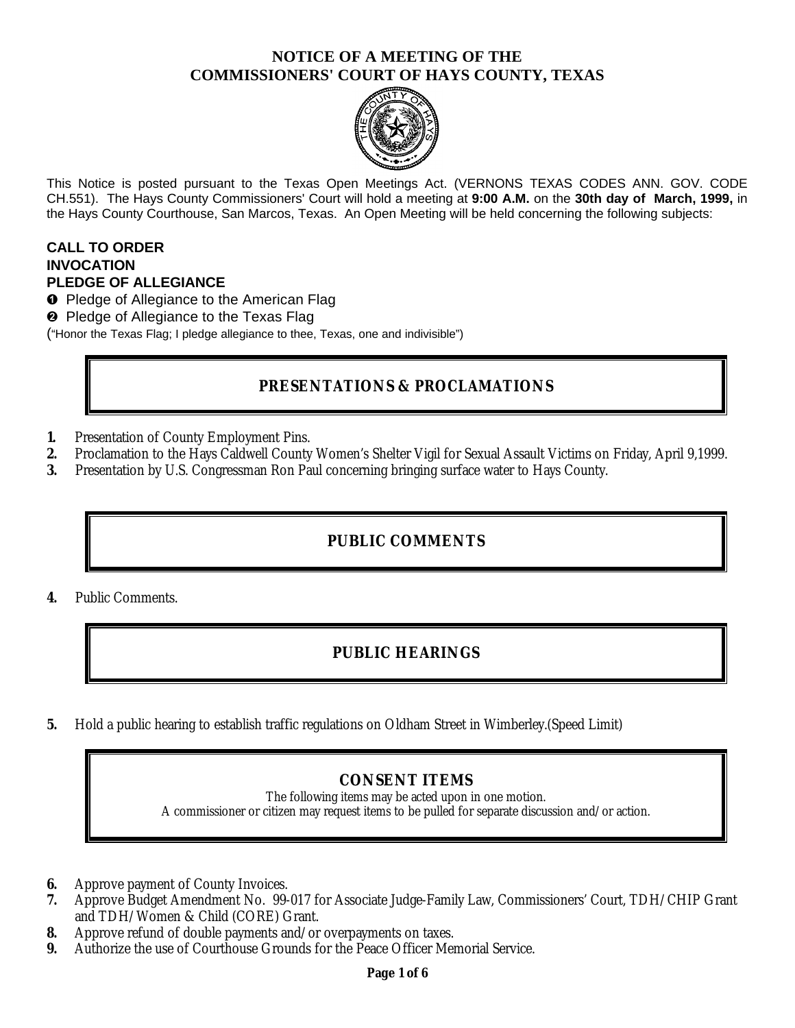# NOTICE OF A MEETING OF THE COMMISSIONERS' COURT OF HAYS COUNTY, TEXAS

This Notice is posted pursuant to the Texas Open Meetings Act. (VERNONS TEXAS CODES ANN. GOV. CODE CH.551). The Hays County Commissioners' Court will hold a meeting at **9:00 A.M.** on the **30th day of March, 1999,** in the Hays County Courthouse, San Marcos, Texas. An Open Meeting will be held concerning the following subjects:

**CALL TO ORDER**
**INVOCATION**
**PLEDGE OF ALLEGIANCE**

❶ Pledge of Allegiance to the American Flag
❷ Pledge of Allegiance to the Texas Flag
("Honor the Texas Flag; I pledge allegiance to thee, Texas, one and indivisible")

## PRESENTATIONS & PROCLAMATIONS

**1.** Presentation of County Employment Pins.
**2.** Proclamation to the Hays Caldwell County Women's Shelter Vigil for Sexual Assault Victims on Friday, April 9,1999.
**3.** Presentation by U.S. Congressman Ron Paul concerning bringing surface water to Hays County.

## PUBLIC COMMENTS

**4.** Public Comments.

## PUBLIC HEARINGS

**5.** Hold a public hearing to establish traffic regulations on Oldham Street in Wimberley.(Speed Limit)

## CONSENT ITEMS

The following items may be acted upon in one motion.
A commissioner or citizen may request items to be pulled for separate discussion and/or action.

**6.** Approve payment of County Invoices.
**7.** Approve Budget Amendment No. 99-017 for Associate Judge-Family Law, Commissioners' Court, TDH/CHIP Grant and TDH/Women & Child (CORE) Grant.
**8.** Approve refund of double payments and/or overpayments on taxes.
**9.** Authorize the use of Courthouse Grounds for the Peace Officer Memorial Service.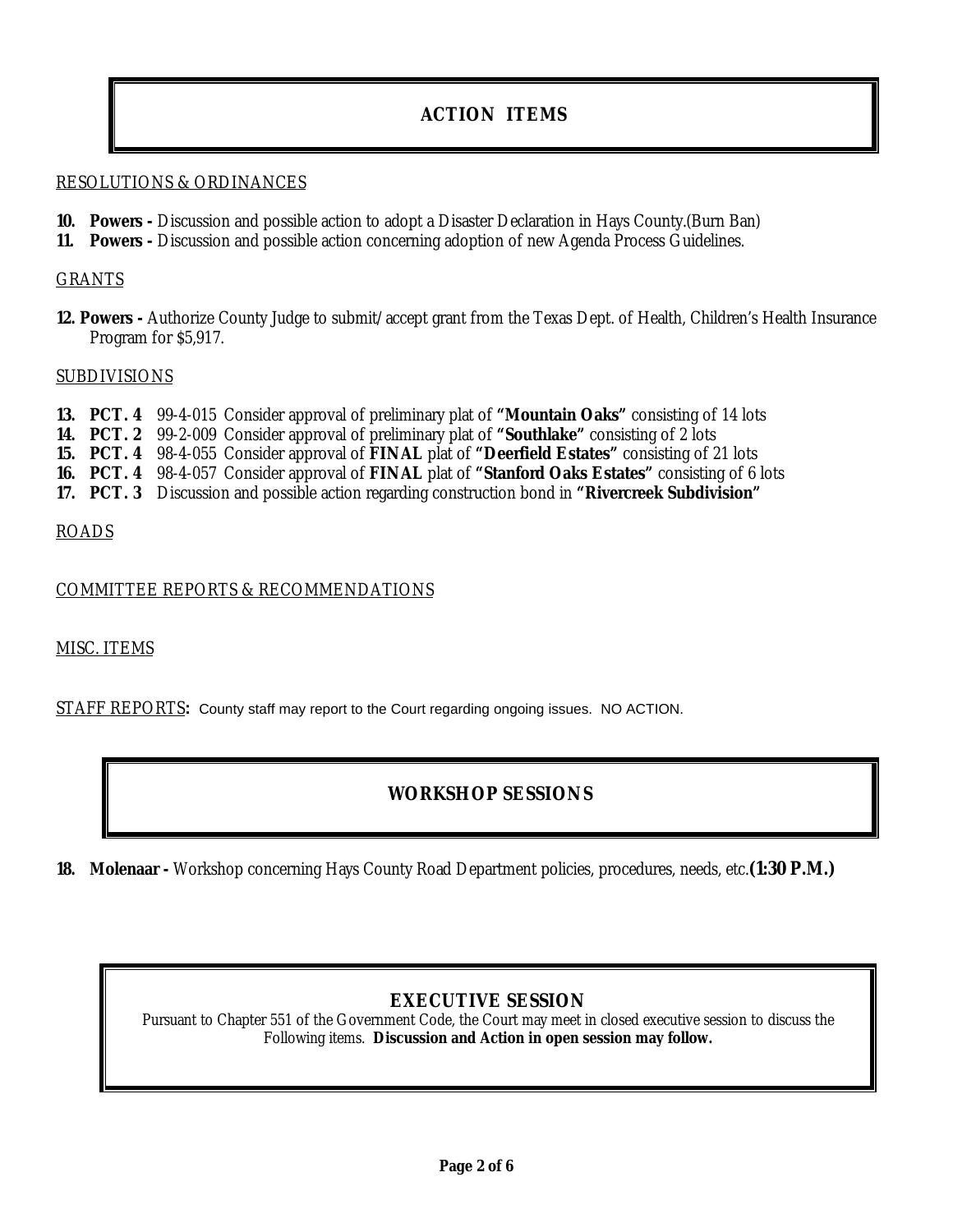## ACTION ITEMS

RESOLUTIONS & ORDINANCES

**10. Powers -** Discussion and possible action to adopt a Disaster Declaration in Hays County.(Burn Ban)
**11. Powers -** Discussion and possible action concerning adoption of new Agenda Process Guidelines.

GRANTS

**12. Powers -** Authorize County Judge to submit/accept grant from the Texas Dept. of Health, Children's Health Insurance Program for $5,917.

SUBDIVISIONS

**13. PCT. 4** 99-4-015 Consider approval of preliminary plat of **"Mountain Oaks"** consisting of 14 lots
**14. PCT. 2** 99-2-009 Consider approval of preliminary plat of **"Southlake"** consisting of 2 lots
**15. PCT. 4** 98-4-055 Consider approval of **FINAL** plat of **"Deerfield Estates"** consisting of 21 lots
**16. PCT. 4** 98-4-057 Consider approval of **FINAL** plat of **"Stanford Oaks Estates"** consisting of 6 lots
**17. PCT. 3** Discussion and possible action regarding construction bond in **"Rivercreek Subdivision"**

ROADS

COMMITTEE REPORTS & RECOMMENDATIONS

MISC. ITEMS

STAFF REPORTS**:** County staff may report to the Court regarding ongoing issues. NO ACTION.

## WORKSHOP SESSIONS

**18. Molenaar -** Workshop concerning Hays County Road Department policies, procedures, needs, etc.**(1:30 P.M.)**

## EXECUTIVE SESSION

Pursuant to Chapter 551 of the Government Code, the Court may meet in closed executive session to discuss the Following items. **Discussion and Action in open session may follow.**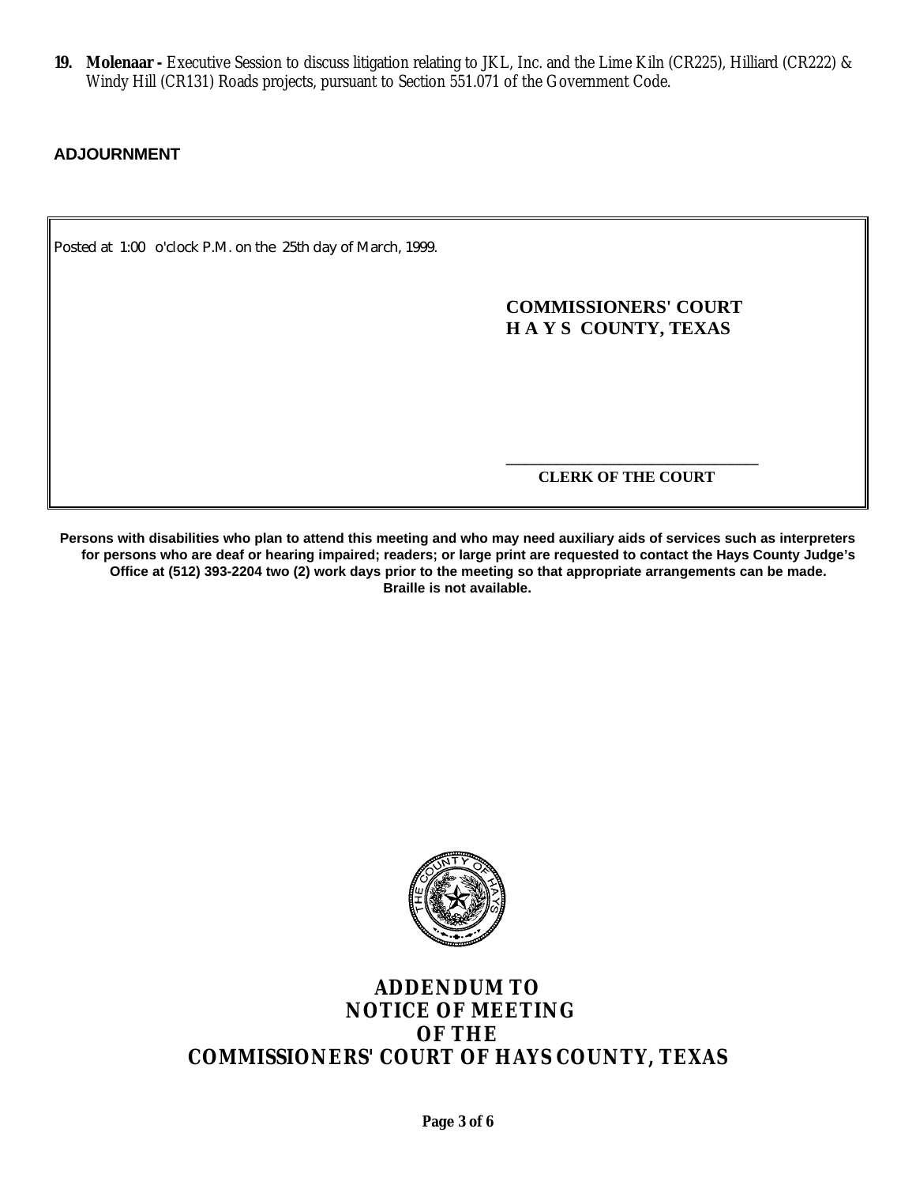**19. Molenaar -** Executive Session to discuss litigation relating to JKL, Inc. and the Lime Kiln (CR225), Hilliard (CR222) & Windy Hill (CR131) Roads projects, pursuant to Section 551.071 of the Government Code.

**ADJOURNMENT**

Posted at 1:00 o'clock P.M. on the 25th day of March, 1999.

**COMMISSIONERS' COURT**
**H A Y S COUNTY, TEXAS**

\_\_\_\_\_\_\_\_\_\_\_\_\_\_\_\_\_\_\_\_\_\_\_\_\_\_\_\_\_\_\_\_
**CLERK OF THE COURT**

**Persons with disabilities who plan to attend this meeting and who may need auxiliary aids of services such as interpreters for persons who are deaf or hearing impaired; readers; or large print are requested to contact the Hays County Judge's Office at (512) 393-2204 two (2) work days prior to the meeting so that appropriate arrangements can be made. Braille is not available.**

# ADDENDUM TO NOTICE OF MEETING OF THE COMMISSIONERS' COURT OF HAYS COUNTY, TEXAS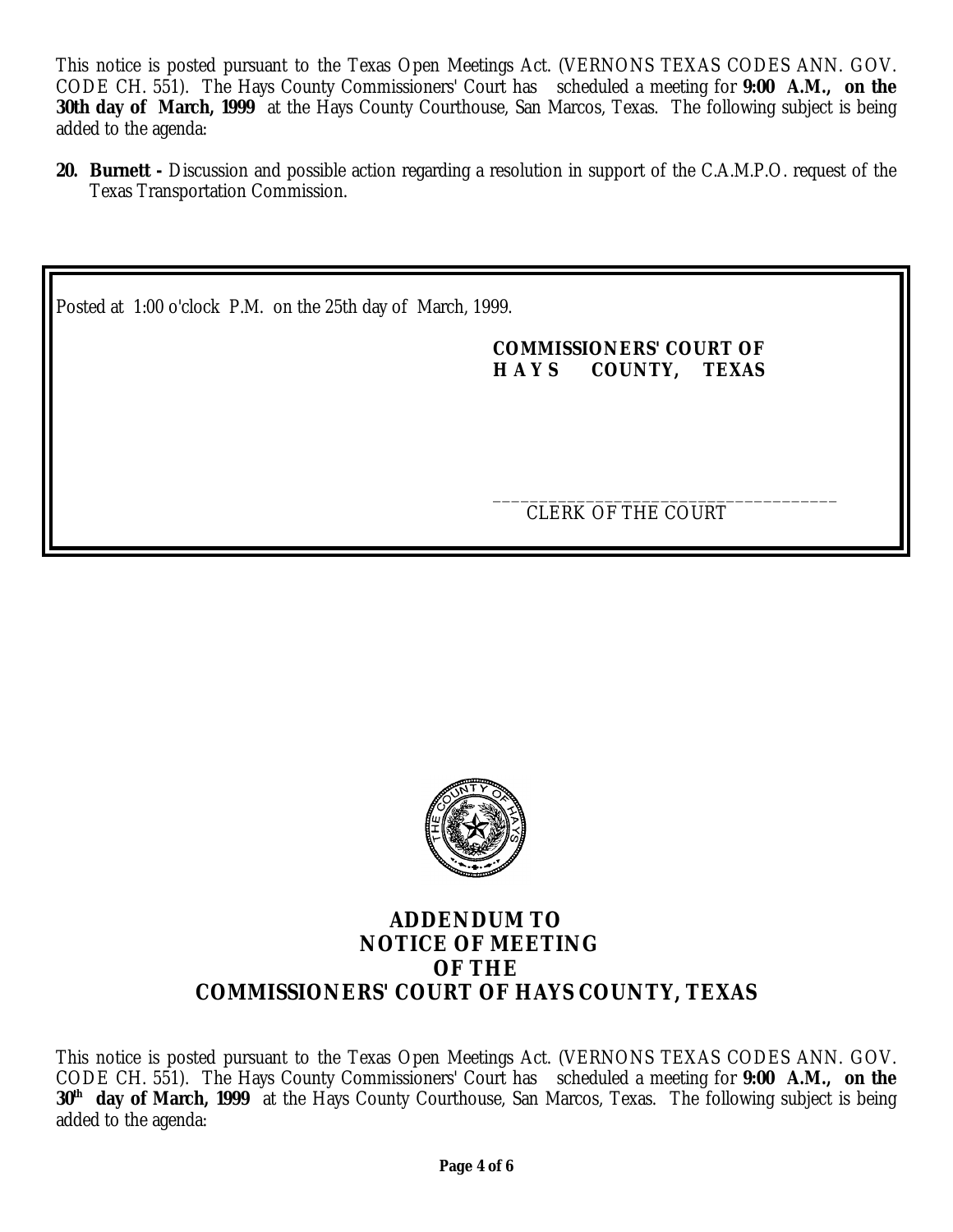This notice is posted pursuant to the Texas Open Meetings Act. (VERNONS TEXAS CODES ANN. GOV. CODE CH. 551). The Hays County Commissioners' Court has scheduled a meeting for **9:00 A.M., on the 30th day of March, 1999** at the Hays County Courthouse, San Marcos, Texas. The following subject is being added to the agenda:

**20. Burnett -** Discussion and possible action regarding a resolution in support of the C.A.M.P.O. request of the Texas Transportation Commission.

Posted at 1:00 o'clock P.M. on the 25th day of March, 1999.

**COMMISSIONERS' COURT OF**
**HAYS COUNTY, TEXAS**

_____________________________________
CLERK OF THE COURT

# ADDENDUM TO NOTICE OF MEETING OF THE COMMISSIONERS' COURT OF HAYS COUNTY, TEXAS

This notice is posted pursuant to the Texas Open Meetings Act. (VERNONS TEXAS CODES ANN. GOV. CODE CH. 551). The Hays County Commissioners' Court has scheduled a meeting for **9:00 A.M., on the 30th day of March, 1999** at the Hays County Courthouse, San Marcos, Texas. The following subject is being added to the agenda: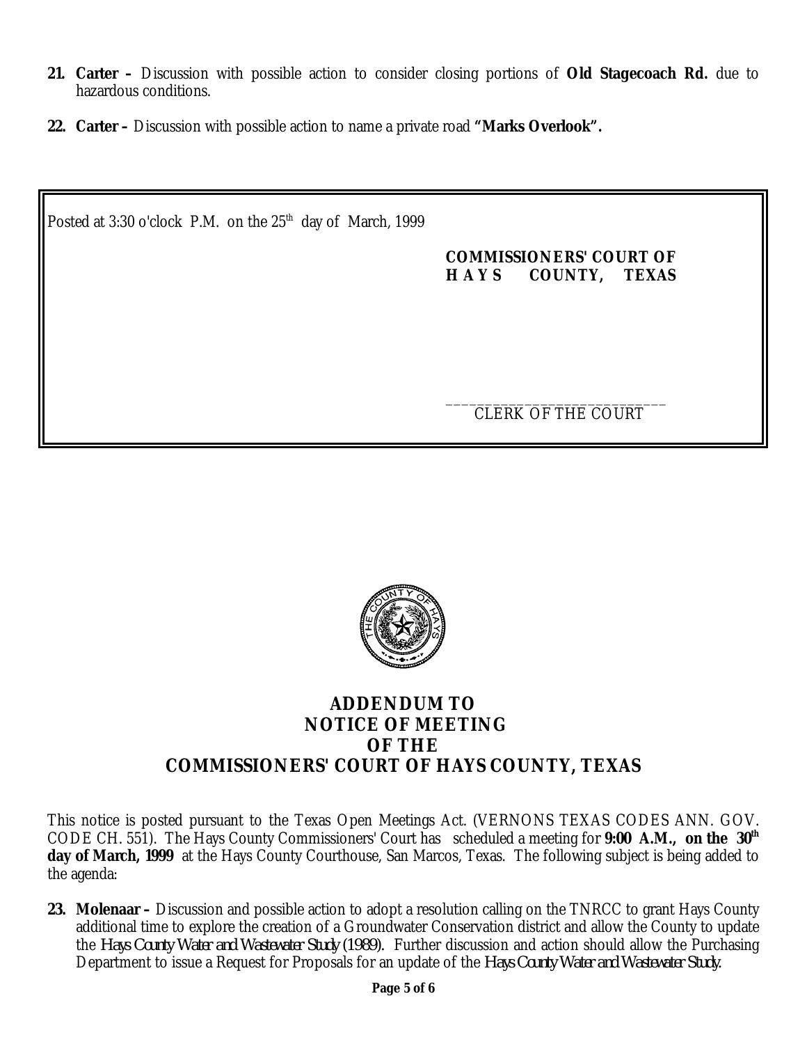21. **Carter –** Discussion with possible action to consider closing portions of **Old Stagecoach Rd.** due to hazardous conditions.

22. **Carter –** Discussion with possible action to name a private road **"Marks Overlook".**

Posted at 3:30 o'clock P.M. on the 25th day of March, 1999

**COMMISSIONERS' COURT OF**
**HAYS COUNTY, TEXAS**

\_\_\_\_\_\_\_\_\_\_\_\_\_\_\_\_\_\_\_\_\_\_\_\_\_\_\_\_
CLERK OF THE COURT

# ADDENDUM TO NOTICE OF MEETING OF THE COMMISSIONERS' COURT OF HAYS COUNTY, TEXAS

This notice is posted pursuant to the Texas Open Meetings Act. (VERNONS TEXAS CODES ANN. GOV. CODE CH. 551). The Hays County Commissioners' Court has scheduled a meeting for **9:00 A.M., on the 30th day of March, 1999** at the Hays County Courthouse, San Marcos, Texas. The following subject is being added to the agenda:

23. **Molenaar –** Discussion and possible action to adopt a resolution calling on the TNRCC to grant Hays County additional time to explore the creation of a Groundwater Conservation district and allow the County to update the *Hays County Water and Wastewater Study (1989).* Further discussion and action should allow the Purchasing Department to issue a Request for Proposals for an update of the *Hays County Water and Wastewater Study.*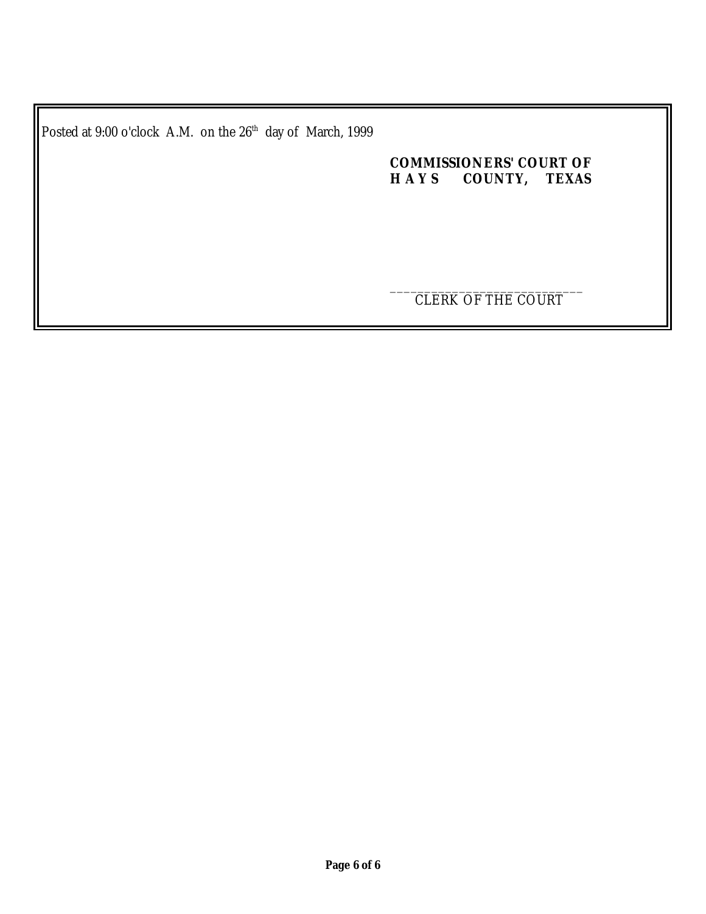Posted at 9:00 o'clock A.M. on the 26th day of March, 1999

**COMMISSIONERS' COURT OF**
**H A Y S COUNTY, TEXAS**

\_\_\_\_\_\_\_\_\_\_\_\_\_\_\_\_\_\_\_\_\_\_\_\_\_\_\_\_\_\_
CLERK OF THE COURT